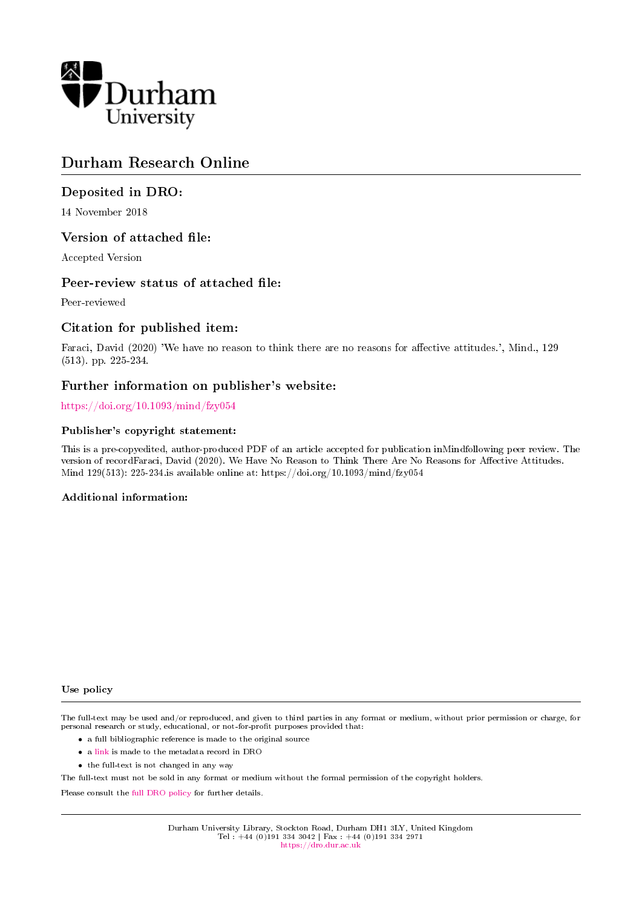Durham University

# Durham Research Online

## Deposited in DRO:

14 November 2018

## Version of attached file:

Accepted Version

## Peer-review status of attached file:

Peer-reviewed

## Citation for published item:

Faraci, David (2020) 'We have no reason to think there are no reasons for affective attitudes.', Mind., 129 (513). pp. 225-234.

## Further information on publisher's website:

https://doi.org/10.1093/mind/fzy054

### Publisher's copyright statement:

This is a pre-copyedited, author-produced PDF of an article accepted for publication inMindfollowing peer review. The version of recordFaraci, David (2020). We Have No Reason to Think There Are No Reasons for Affective Attitudes. Mind 129(513): 225-234.is available online at: https://doi.org/10.1093/mind/fzy054

### Additional information:

#### Use policy

The full-text may be used and/or reproduced, and given to third parties in any format or medium, without prior permission or charge, for personal research or study, educational, or not-for-profit purposes provided that:

- a full bibliographic reference is made to the original source
- a link is made to the metadata record in DRO
- the full-text is not changed in any way

The full-text must not be sold in any format or medium without the formal permission of the copyright holders.

Please consult the full DRO policy for further details.

Durham University Library, Stockton Road, Durham DH1 3LY, United Kingdom
Tel : +44 (0)191 334 3042 | Fax : +44 (0)191 334 2971
https://dro.dur.ac.uk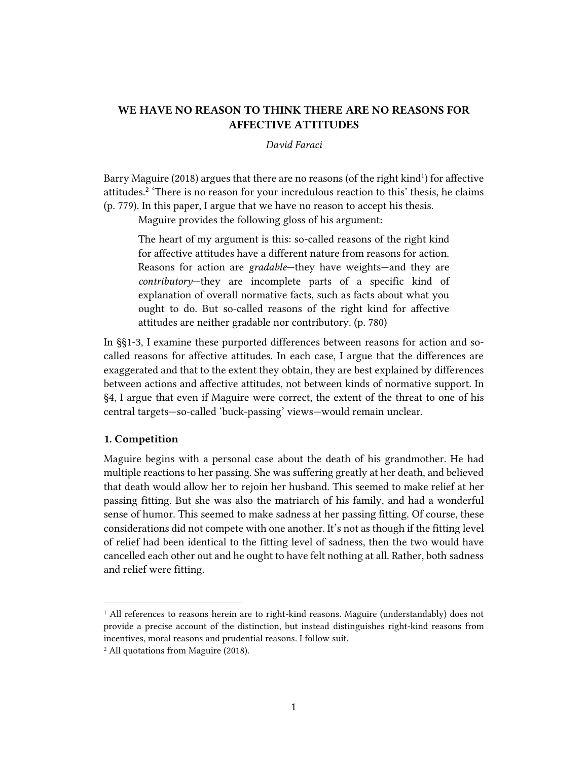**WE HAVE NO REASON TO THINK THERE ARE NO REASONS FOR AFFECTIVE ATTITUDES**

*David Faraci*

Barry Maguire (2018) argues that there are no reasons (of the right kind[1]) for affective attitudes.[2] 'There is no reason for your incredulous reaction to this' thesis, he claims (p. 779). In this paper, I argue that we have no reason to accept his thesis.

Maguire provides the following gloss of his argument:

> The heart of my argument is this: so-called reasons of the right kind for affective attitudes have a different nature from reasons for action. Reasons for action are *gradable*—they have weights—and they are *contributory*—they are incomplete parts of a specific kind of explanation of overall normative facts, such as facts about what you ought to do. But so-called reasons of the right kind for affective attitudes are neither gradable nor contributory. (p. 780)

In §§1-3, I examine these purported differences between reasons for action and so-called reasons for affective attitudes. In each case, I argue that the differences are exaggerated and that to the extent they obtain, they are best explained by differences between actions and affective attitudes, not between kinds of normative support. In §4, I argue that even if Maguire were correct, the extent of the threat to one of his central targets—so-called 'buck-passing' views—would remain unclear.

## 1. Competition

Maguire begins with a personal case about the death of his grandmother. He had multiple reactions to her passing. She was suffering greatly at her death, and believed that death would allow her to rejoin her husband. This seemed to make relief at her passing fitting. But she was also the matriarch of his family, and had a wonderful sense of humor. This seemed to make sadness at her passing fitting. Of course, these considerations did not compete with one another. It's not as though if the fitting level of relief had been identical to the fitting level of sadness, then the two would have cancelled each other out and he ought to have felt nothing at all. Rather, both sadness and relief were fitting.

[1] All references to reasons herein are to right-kind reasons. Maguire (understandably) does not provide a precise account of the distinction, but instead distinguishes right-kind reasons from incentives, moral reasons and prudential reasons. I follow suit.

[2] All quotations from Maguire (2018).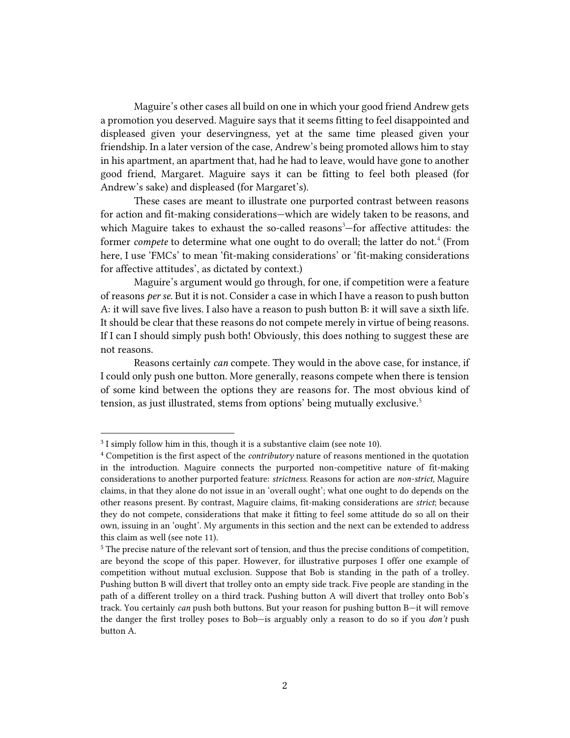Maguire's other cases all build on one in which your good friend Andrew gets a promotion you deserved. Maguire says that it seems fitting to feel disappointed and displeased given your deservingness, yet at the same time pleased given your friendship. In a later version of the case, Andrew's being promoted allows him to stay in his apartment, an apartment that, had he had to leave, would have gone to another good friend, Margaret. Maguire says it can be fitting to feel both pleased (for Andrew's sake) and displeased (for Margaret's).

These cases are meant to illustrate one purported contrast between reasons for action and fit-making considerations—which are widely taken to be reasons, and which Maguire takes to exhaust the so-called reasons[3]—for affective attitudes: the former *compete* to determine what one ought to do overall; the latter do not.[4] (From here, I use 'FMCs' to mean 'fit-making considerations' or 'fit-making considerations for affective attitudes', as dictated by context.)

Maguire's argument would go through, for one, if competition were a feature of reasons *per se*. But it is not. Consider a case in which I have a reason to push button A: it will save five lives. I also have a reason to push button B: it will save a sixth life. It should be clear that these reasons do not compete merely in virtue of being reasons. If I can I should simply push both! Obviously, this does nothing to suggest these are not reasons.

Reasons certainly *can* compete. They would in the above case, for instance, if I could only push one button. More generally, reasons compete when there is tension of some kind between the options they are reasons for. The most obvious kind of tension, as just illustrated, stems from options' being mutually exclusive.[5]

---

[3] I simply follow him in this, though it is a substantive claim (see note 10).

[4] Competition is the first aspect of the *contributory* nature of reasons mentioned in the quotation in the introduction. Maguire connects the purported non-competitive nature of fit-making considerations to another purported feature: *strictness*. Reasons for action are *non-strict*, Maguire claims, in that they alone do not issue in an 'overall ought'; what one ought to do depends on the other reasons present. By contrast, Maguire claims, fit-making considerations are *strict*; because they do not compete, considerations that make it fitting to feel some attitude do so all on their own, issuing in an 'ought'. My arguments in this section and the next can be extended to address this claim as well (see note 11).

[5] The precise nature of the relevant sort of tension, and thus the precise conditions of competition, are beyond the scope of this paper. However, for illustrative purposes I offer one example of competition without mutual exclusion. Suppose that Bob is standing in the path of a trolley. Pushing button B will divert that trolley onto an empty side track. Five people are standing in the path of a different trolley on a third track. Pushing button A will divert that trolley onto Bob's track. You certainly *can* push both buttons. But your reason for pushing button B—it will remove the danger the first trolley poses to Bob—is arguably only a reason to do so if you *don't* push button A.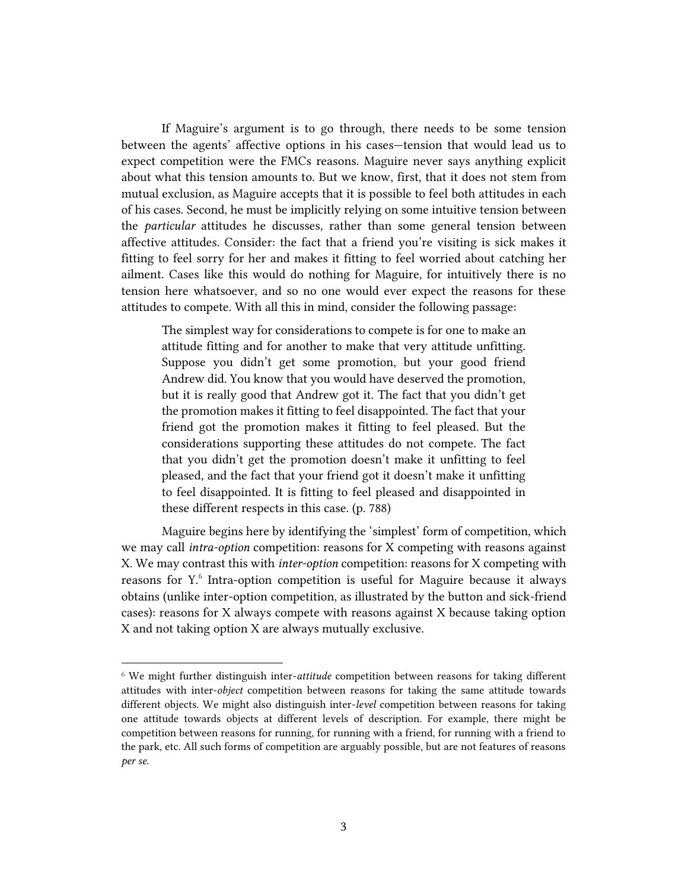If Maguire's argument is to go through, there needs to be some tension between the agents' affective options in his cases—tension that would lead us to expect competition were the FMCs reasons. Maguire never says anything explicit about what this tension amounts to. But we know, first, that it does not stem from mutual exclusion, as Maguire accepts that it is possible to feel both attitudes in each of his cases. Second, he must be implicitly relying on some intuitive tension between the *particular* attitudes he discusses, rather than some general tension between affective attitudes. Consider: the fact that a friend you're visiting is sick makes it fitting to feel sorry for her and makes it fitting to feel worried about catching her ailment. Cases like this would do nothing for Maguire, for intuitively there is no tension here whatsoever, and so no one would ever expect the reasons for these attitudes to compete. With all this in mind, consider the following passage:

> The simplest way for considerations to compete is for one to make an attitude fitting and for another to make that very attitude unfitting. Suppose you didn't get some promotion, but your good friend Andrew did. You know that you would have deserved the promotion, but it is really good that Andrew got it. The fact that you didn't get the promotion makes it fitting to feel disappointed. The fact that your friend got the promotion makes it fitting to feel pleased. But the considerations supporting these attitudes do not compete. The fact that you didn't get the promotion doesn't make it unfitting to feel pleased, and the fact that your friend got it doesn't make it unfitting to feel disappointed. It is fitting to feel pleased and disappointed in these different respects in this case. (p. 788)

Maguire begins here by identifying the 'simplest' form of competition, which we may call *intra-option* competition: reasons for X competing with reasons against X. We may contrast this with *inter-option* competition: reasons for X competing with reasons for Y.[6] Intra-option competition is useful for Maguire because it always obtains (unlike inter-option competition, as illustrated by the button and sick-friend cases): reasons for X always compete with reasons against X because taking option X and not taking option X are always mutually exclusive.

[6] We might further distinguish inter-*attitude* competition between reasons for taking different attitudes with inter-*object* competition between reasons for taking the same attitude towards different objects. We might also distinguish inter-*level* competition between reasons for taking one attitude towards objects at different levels of description. For example, there might be competition between reasons for running, for running with a friend, for running with a friend to the park, etc. All such forms of competition are arguably possible, but are not features of reasons *per se*.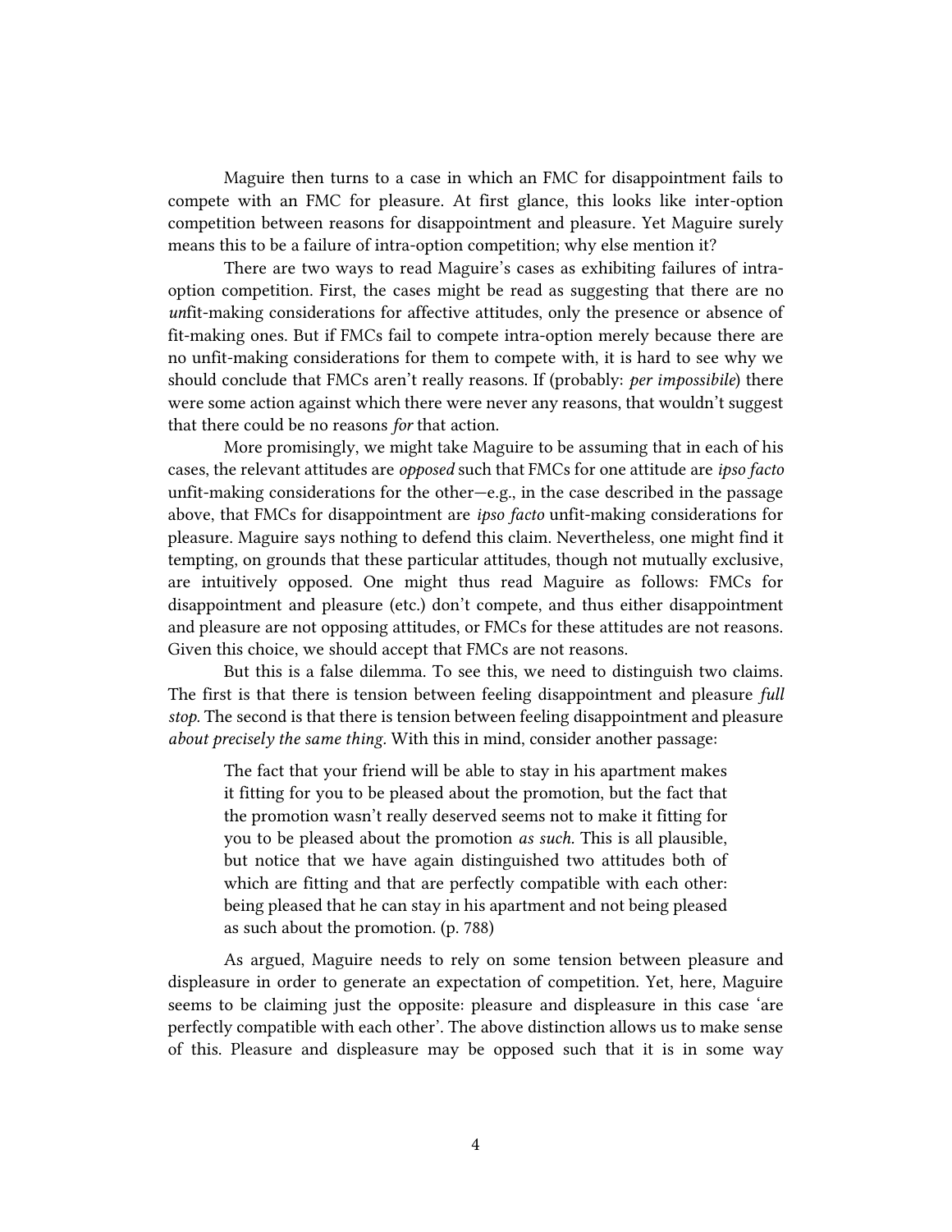Maguire then turns to a case in which an FMC for disappointment fails to compete with an FMC for pleasure. At first glance, this looks like inter-option competition between reasons for disappointment and pleasure. Yet Maguire surely means this to be a failure of intra-option competition; why else mention it?

There are two ways to read Maguire's cases as exhibiting failures of intra-option competition. First, the cases might be read as suggesting that there are no *un*fit-making considerations for affective attitudes, only the presence or absence of fit-making ones. But if FMCs fail to compete intra-option merely because there are no unfit-making considerations for them to compete with, it is hard to see why we should conclude that FMCs aren't really reasons. If (probably: *per impossibile*) there were some action against which there were never any reasons, that wouldn't suggest that there could be no reasons *for* that action.

More promisingly, we might take Maguire to be assuming that in each of his cases, the relevant attitudes are *opposed* such that FMCs for one attitude are *ipso facto* unfit-making considerations for the other—e.g., in the case described in the passage above, that FMCs for disappointment are *ipso facto* unfit-making considerations for pleasure. Maguire says nothing to defend this claim. Nevertheless, one might find it tempting, on grounds that these particular attitudes, though not mutually exclusive, are intuitively opposed. One might thus read Maguire as follows: FMCs for disappointment and pleasure (etc.) don't compete, and thus either disappointment and pleasure are not opposing attitudes, or FMCs for these attitudes are not reasons. Given this choice, we should accept that FMCs are not reasons.

But this is a false dilemma. To see this, we need to distinguish two claims. The first is that there is tension between feeling disappointment and pleasure *full stop*. The second is that there is tension between feeling disappointment and pleasure *about precisely the same thing*. With this in mind, consider another passage:

> The fact that your friend will be able to stay in his apartment makes it fitting for you to be pleased about the promotion, but the fact that the promotion wasn't really deserved seems not to make it fitting for you to be pleased about the promotion *as such*. This is all plausible, but notice that we have again distinguished two attitudes both of which are fitting and that are perfectly compatible with each other: being pleased that he can stay in his apartment and not being pleased as such about the promotion. (p. 788)

As argued, Maguire needs to rely on some tension between pleasure and displeasure in order to generate an expectation of competition. Yet, here, Maguire seems to be claiming just the opposite: pleasure and displeasure in this case 'are perfectly compatible with each other'. The above distinction allows us to make sense of this. Pleasure and displeasure may be opposed such that it is in some way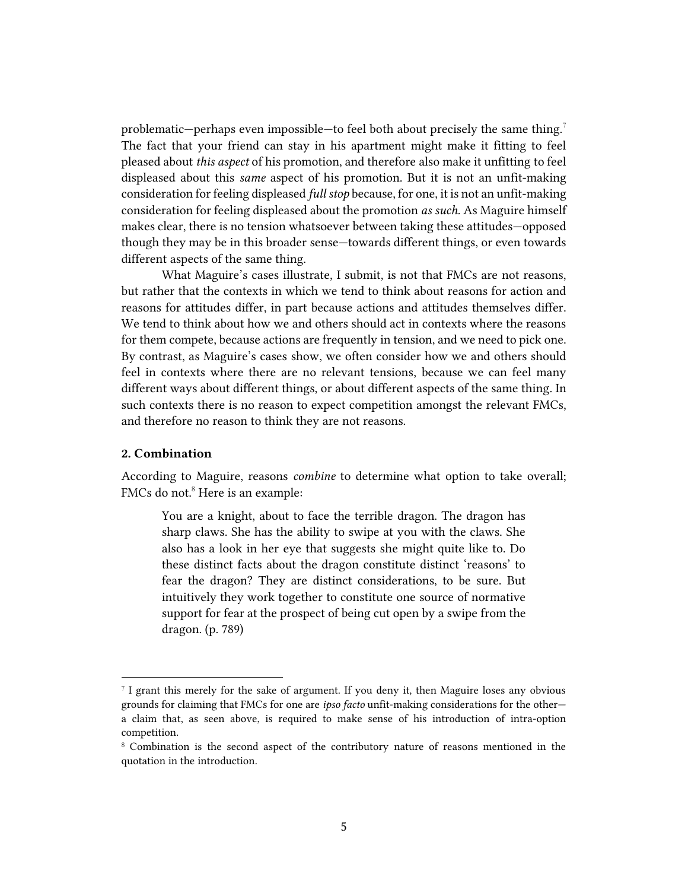problematic—perhaps even impossible—to feel both about precisely the same thing.[7] The fact that your friend can stay in his apartment might make it fitting to feel pleased about *this aspect* of his promotion, and therefore also make it unfitting to feel displeased about this *same* aspect of his promotion. But it is not an unfit-making consideration for feeling displeased *full stop* because, for one, it is not an unfit-making consideration for feeling displeased about the promotion *as such.* As Maguire himself makes clear, there is no tension whatsoever between taking these attitudes—opposed though they may be in this broader sense—towards different things, or even towards different aspects of the same thing.

What Maguire's cases illustrate, I submit, is not that FMCs are not reasons, but rather that the contexts in which we tend to think about reasons for action and reasons for attitudes differ, in part because actions and attitudes themselves differ. We tend to think about how we and others should act in contexts where the reasons for them compete, because actions are frequently in tension, and we need to pick one. By contrast, as Maguire's cases show, we often consider how we and others should feel in contexts where there are no relevant tensions, because we can feel many different ways about different things, or about different aspects of the same thing. In such contexts there is no reason to expect competition amongst the relevant FMCs, and therefore no reason to think they are not reasons.

### 2. Combination

According to Maguire, reasons *combine* to determine what option to take overall; FMCs do not.[8] Here is an example:

> You are a knight, about to face the terrible dragon. The dragon has sharp claws. She has the ability to swipe at you with the claws. She also has a look in her eye that suggests she might quite like to. Do these distinct facts about the dragon constitute distinct 'reasons' to fear the dragon? They are distinct considerations, to be sure. But intuitively they work together to constitute one source of normative support for fear at the prospect of being cut open by a swipe from the dragon. (p. 789)

---

[7] I grant this merely for the sake of argument. If you deny it, then Maguire loses any obvious grounds for claiming that FMCs for one are *ipso facto* unfit-making considerations for the other—a claim that, as seen above, is required to make sense of his introduction of intra-option competition.

[8] Combination is the second aspect of the contributory nature of reasons mentioned in the quotation in the introduction.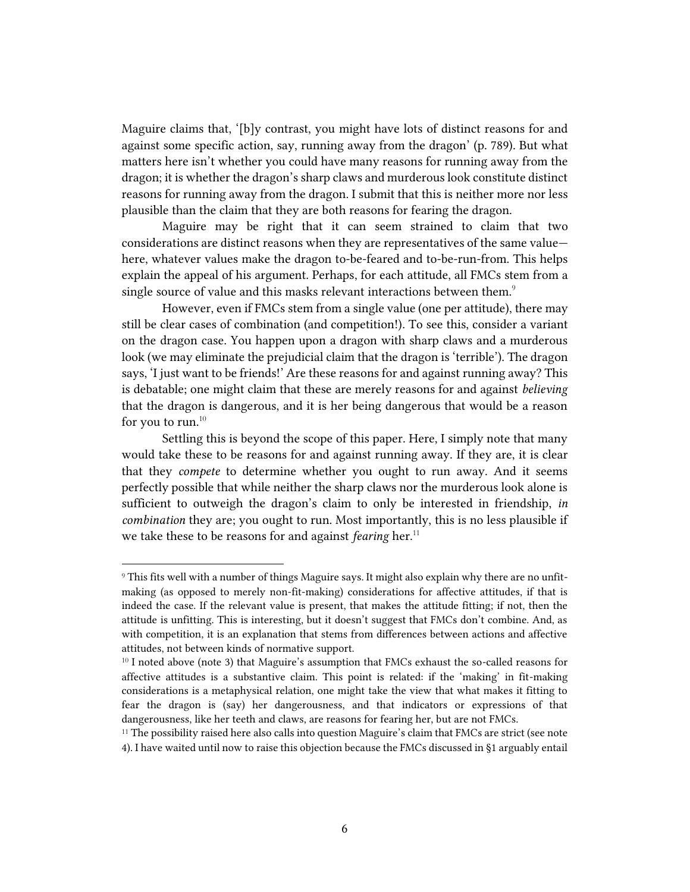Maguire claims that, '[b]y contrast, you might have lots of distinct reasons for and against some specific action, say, running away from the dragon' (p. 789). But what matters here isn't whether you could have many reasons for running away from the dragon; it is whether the dragon's sharp claws and murderous look constitute distinct reasons for running away from the dragon. I submit that this is neither more nor less plausible than the claim that they are both reasons for fearing the dragon.

Maguire may be right that it can seem strained to claim that two considerations are distinct reasons when they are representatives of the same value—here, whatever values make the dragon to-be-feared and to-be-run-from. This helps explain the appeal of his argument. Perhaps, for each attitude, all FMCs stem from a single source of value and this masks relevant interactions between them.[9]

However, even if FMCs stem from a single value (one per attitude), there may still be clear cases of combination (and competition!). To see this, consider a variant on the dragon case. You happen upon a dragon with sharp claws and a murderous look (we may eliminate the prejudicial claim that the dragon is 'terrible'). The dragon says, 'I just want to be friends!' Are these reasons for and against running away? This is debatable; one might claim that these are merely reasons for and against *believing* that the dragon is dangerous, and it is her being dangerous that would be a reason for you to run.[10]

Settling this is beyond the scope of this paper. Here, I simply note that many would take these to be reasons for and against running away. If they are, it is clear that they *compete* to determine whether you ought to run away. And it seems perfectly possible that while neither the sharp claws nor the murderous look alone is sufficient to outweigh the dragon's claim to only be interested in friendship, *in combination* they are; you ought to run. Most importantly, this is no less plausible if we take these to be reasons for and against *fearing* her.[11]

---

[9] This fits well with a number of things Maguire says. It might also explain why there are no unfit-making (as opposed to merely non-fit-making) considerations for affective attitudes, if that is indeed the case. If the relevant value is present, that makes the attitude fitting; if not, then the attitude is unfitting. This is interesting, but it doesn't suggest that FMCs don't combine. And, as with competition, it is an explanation that stems from differences between actions and affective attitudes, not between kinds of normative support.

[10] I noted above (note 3) that Maguire's assumption that FMCs exhaust the so-called reasons for affective attitudes is a substantive claim. This point is related: if the 'making' in fit-making considerations is a metaphysical relation, one might take the view that what makes it fitting to fear the dragon is (say) her dangerousness, and that indicators or expressions of that dangerousness, like her teeth and claws, are reasons for fearing her, but are not FMCs.

[11] The possibility raised here also calls into question Maguire's claim that FMCs are strict (see note 4). I have waited until now to raise this objection because the FMCs discussed in §1 arguably entail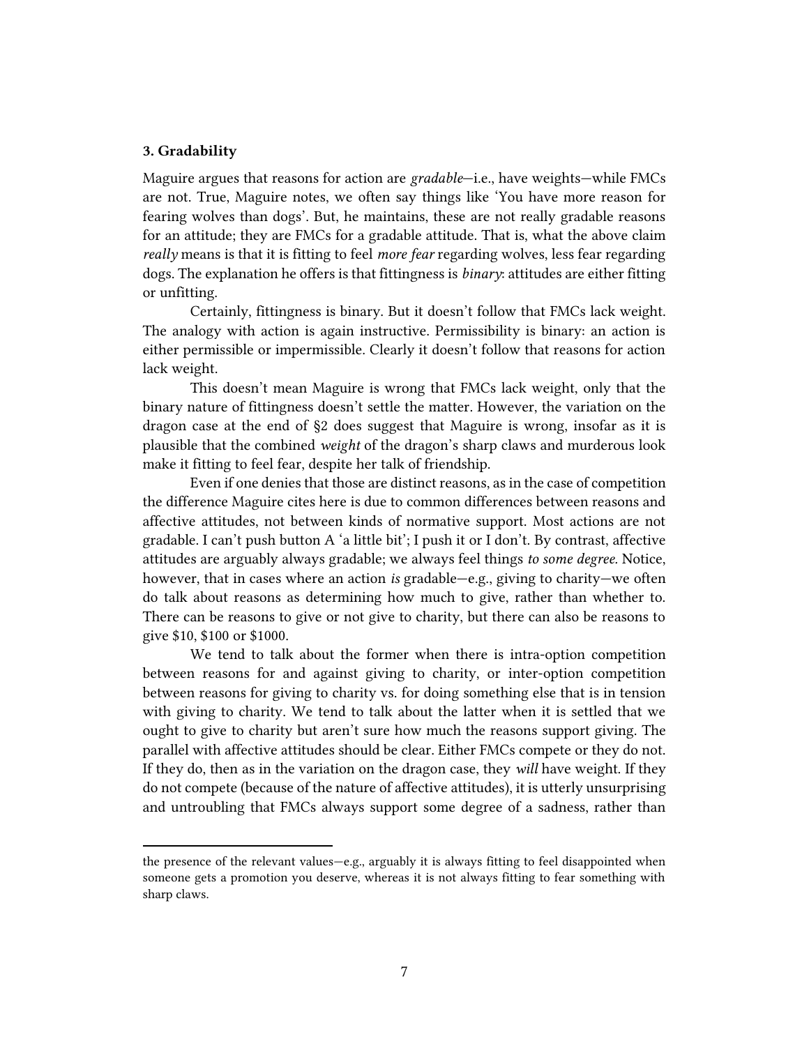### 3. Gradability

Maguire argues that reasons for action are *gradable*—i.e., have weights—while FMCs are not. True, Maguire notes, we often say things like 'You have more reason for fearing wolves than dogs'. But, he maintains, these are not really gradable reasons for an attitude; they are FMCs for a gradable attitude. That is, what the above claim *really* means is that it is fitting to feel *more fear* regarding wolves, less fear regarding dogs. The explanation he offers is that fittingness is *binary*: attitudes are either fitting or unfitting.

Certainly, fittingness is binary. But it doesn't follow that FMCs lack weight. The analogy with action is again instructive. Permissibility is binary: an action is either permissible or impermissible. Clearly it doesn't follow that reasons for action lack weight.

This doesn't mean Maguire is wrong that FMCs lack weight, only that the binary nature of fittingness doesn't settle the matter. However, the variation on the dragon case at the end of §2 does suggest that Maguire is wrong, insofar as it is plausible that the combined *weight* of the dragon's sharp claws and murderous look make it fitting to feel fear, despite her talk of friendship.

Even if one denies that those are distinct reasons, as in the case of competition the difference Maguire cites here is due to common differences between reasons and affective attitudes, not between kinds of normative support. Most actions are not gradable. I can't push button A 'a little bit'; I push it or I don't. By contrast, affective attitudes are arguably always gradable; we always feel things *to some degree*. Notice, however, that in cases where an action *is* gradable—e.g., giving to charity—we often do talk about reasons as determining how much to give, rather than whether to. There can be reasons to give or not give to charity, but there can also be reasons to give \$10, \$100 or \$1000.

We tend to talk about the former when there is intra-option competition between reasons for and against giving to charity, or inter-option competition between reasons for giving to charity vs. for doing something else that is in tension with giving to charity. We tend to talk about the latter when it is settled that we ought to give to charity but aren't sure how much the reasons support giving. The parallel with affective attitudes should be clear. Either FMCs compete or they do not. If they do, then as in the variation on the dragon case, they *will* have weight. If they do not compete (because of the nature of affective attitudes), it is utterly unsurprising and untroubling that FMCs always support some degree of a sadness, rather than

---

the presence of the relevant values—e.g., arguably it is always fitting to feel disappointed when someone gets a promotion you deserve, whereas it is not always fitting to fear something with sharp claws.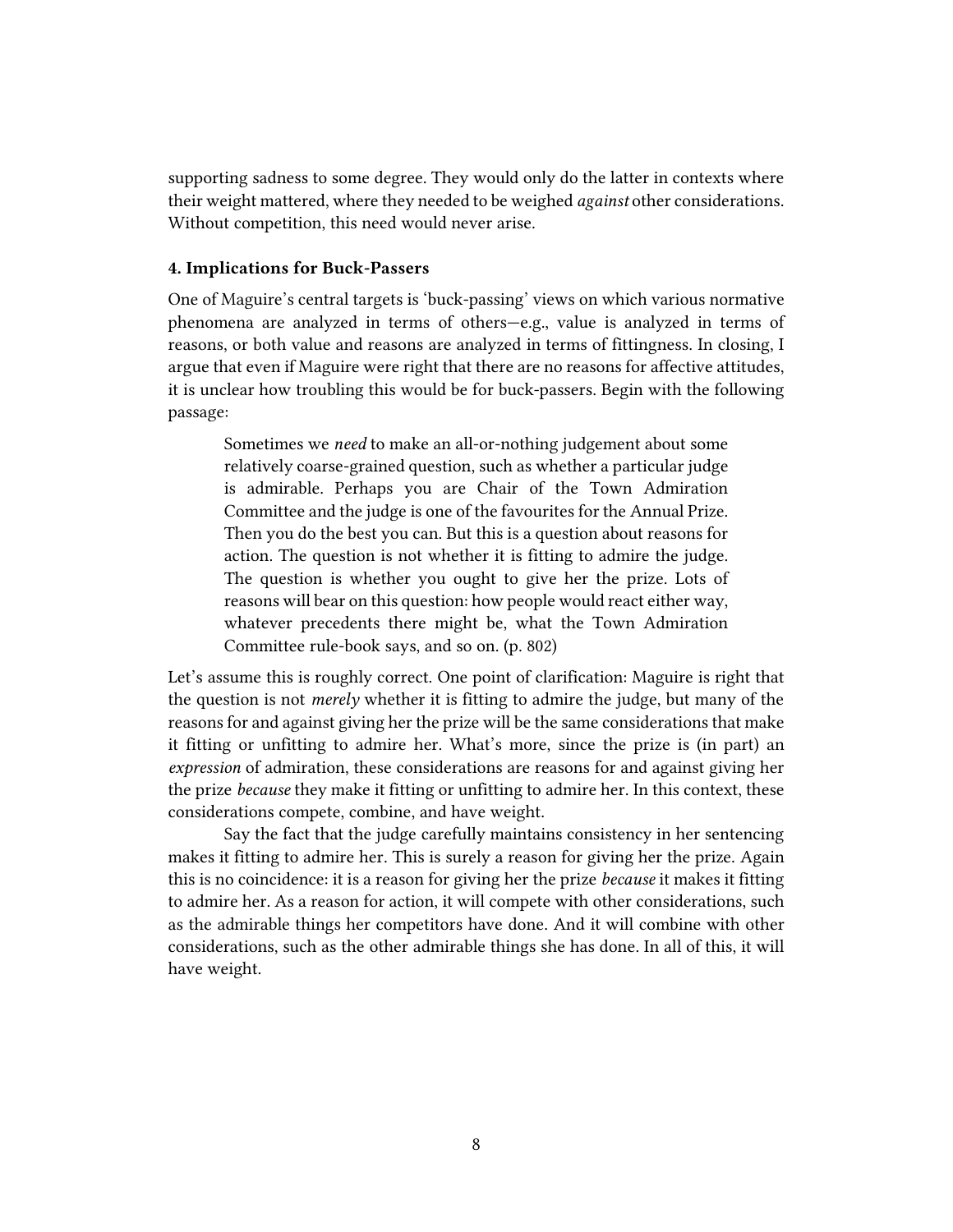supporting sadness to some degree. They would only do the latter in contexts where their weight mattered, where they needed to be weighed *against* other considerations. Without competition, this need would never arise.

### 4. Implications for Buck-Passers

One of Maguire's central targets is 'buck-passing' views on which various normative phenomena are analyzed in terms of others—e.g., value is analyzed in terms of reasons, or both value and reasons are analyzed in terms of fittingness. In closing, I argue that even if Maguire were right that there are no reasons for affective attitudes, it is unclear how troubling this would be for buck-passers. Begin with the following passage:

> Sometimes we *need* to make an all-or-nothing judgement about some relatively coarse-grained question, such as whether a particular judge is admirable. Perhaps you are Chair of the Town Admiration Committee and the judge is one of the favourites for the Annual Prize. Then you do the best you can. But this is a question about reasons for action. The question is not whether it is fitting to admire the judge. The question is whether you ought to give her the prize. Lots of reasons will bear on this question: how people would react either way, whatever precedents there might be, what the Town Admiration Committee rule-book says, and so on. (p. 802)

Let's assume this is roughly correct. One point of clarification: Maguire is right that the question is not *merely* whether it is fitting to admire the judge, but many of the reasons for and against giving her the prize will be the same considerations that make it fitting or unfitting to admire her. What's more, since the prize is (in part) an *expression* of admiration, these considerations are reasons for and against giving her the prize *because* they make it fitting or unfitting to admire her. In this context, these considerations compete, combine, and have weight.

Say the fact that the judge carefully maintains consistency in her sentencing makes it fitting to admire her. This is surely a reason for giving her the prize. Again this is no coincidence: it is a reason for giving her the prize *because* it makes it fitting to admire her. As a reason for action, it will compete with other considerations, such as the admirable things her competitors have done. And it will combine with other considerations, such as the other admirable things she has done. In all of this, it will have weight.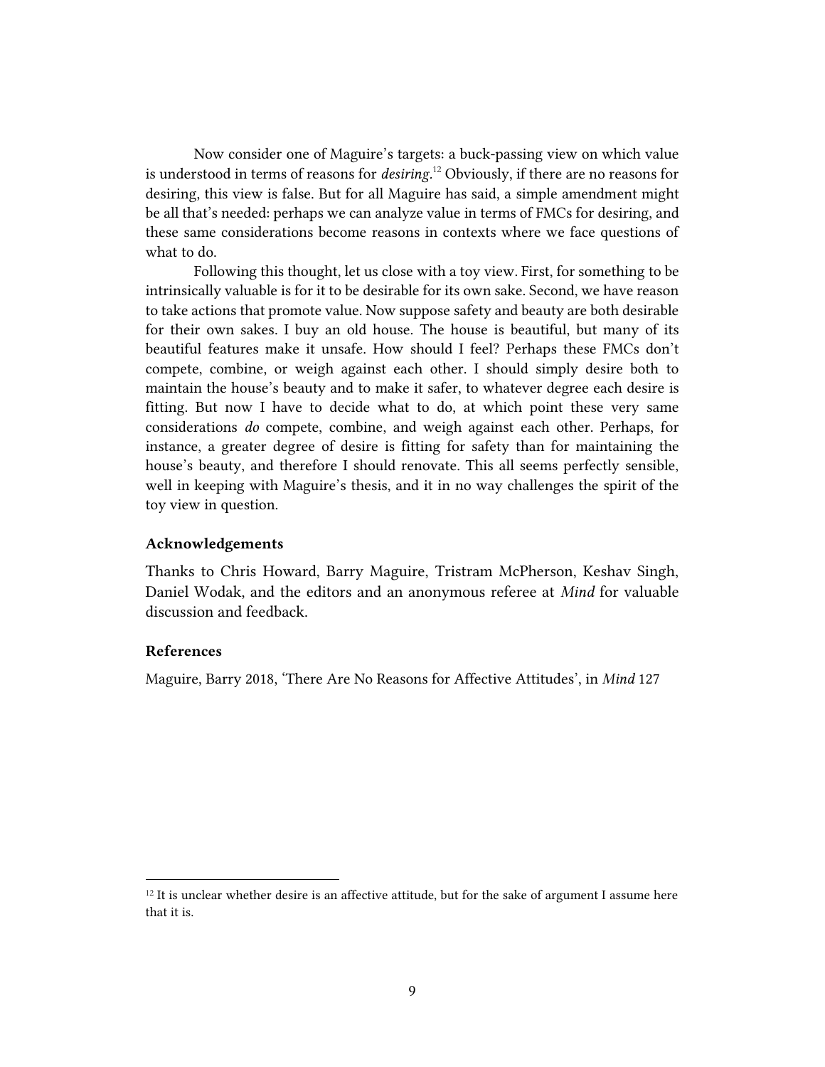Now consider one of Maguire's targets: a buck-passing view on which value is understood in terms of reasons for *desiring*.[12] Obviously, if there are no reasons for desiring, this view is false. But for all Maguire has said, a simple amendment might be all that's needed: perhaps we can analyze value in terms of FMCs for desiring, and these same considerations become reasons in contexts where we face questions of what to do.

Following this thought, let us close with a toy view. First, for something to be intrinsically valuable is for it to be desirable for its own sake. Second, we have reason to take actions that promote value. Now suppose safety and beauty are both desirable for their own sakes. I buy an old house. The house is beautiful, but many of its beautiful features make it unsafe. How should I feel? Perhaps these FMCs don't compete, combine, or weigh against each other. I should simply desire both to maintain the house's beauty and to make it safer, to whatever degree each desire is fitting. But now I have to decide what to do, at which point these very same considerations *do* compete, combine, and weigh against each other. Perhaps, for instance, a greater degree of desire is fitting for safety than for maintaining the house's beauty, and therefore I should renovate. This all seems perfectly sensible, well in keeping with Maguire's thesis, and it in no way challenges the spirit of the toy view in question.

### Acknowledgements

Thanks to Chris Howard, Barry Maguire, Tristram McPherson, Keshav Singh, Daniel Wodak, and the editors and an anonymous referee at *Mind* for valuable discussion and feedback.

### References

Maguire, Barry 2018, 'There Are No Reasons for Affective Attitudes', in *Mind* 127

[12] It is unclear whether desire is an affective attitude, but for the sake of argument I assume here that it is.